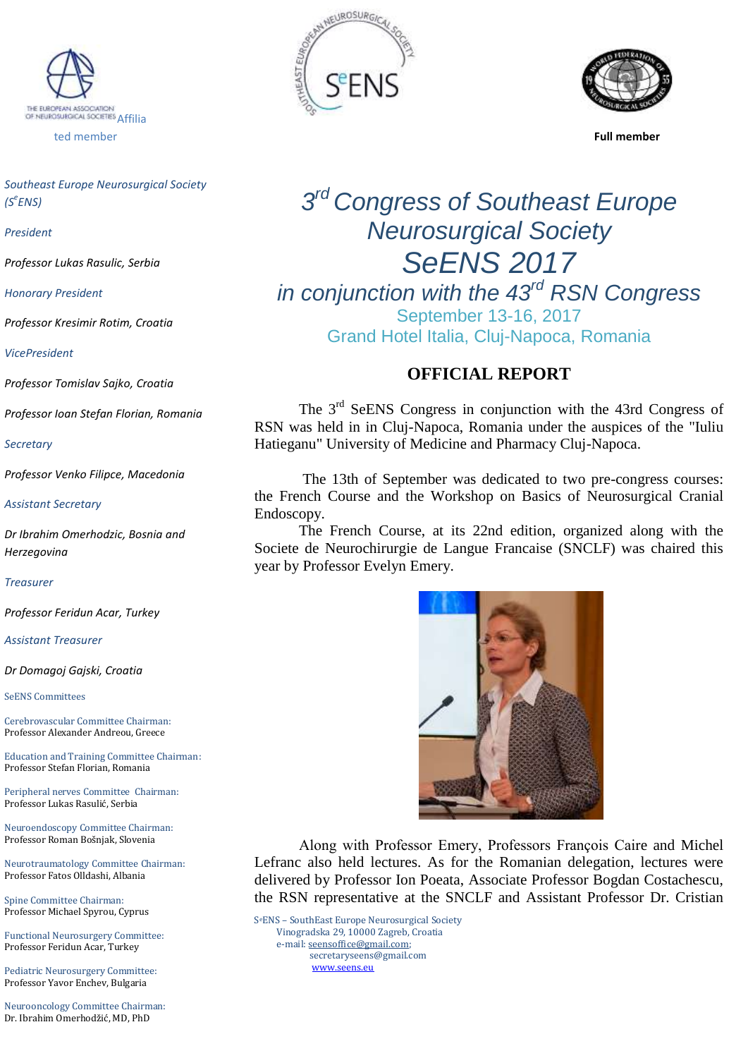Affiliated member

Full member

*Southeast Europe Neurosurgical Society (S[e]ENS)*

*President*

*Professor Lukas Rasulic, Serbia*

*Honorary President*

*Professor Kresimir Rotim, Croatia*

*VicePresident*

*Professor Tomislav Sajko, Croatia*

*Professor Ioan Stefan Florian, Romania*

*Secretary*

*Professor Venko Filipce, Macedonia*

*Assistant Secretary*

*Dr Ibrahim Omerhodzic, Bosnia and Herzegovina*

*Treasurer*

*Professor Feridun Acar, Turkey*

*Assistant Treasurer*

*Dr Domagoj Gajski, Croatia*

SeENS Committees

Cerebrovascular Committee Chairman:
Professor Alexander Andreou, Greece

Education and Training Committee Chairman:
Professor Stefan Florian, Romania

Peripheral nerves Committee Chairman:
Professor Lukas Rasulić, Serbia

Neuroendoscopy Committee Chairman:
Professor Roman Bošnjak, Slovenia

Neurotraumatology Committee Chairman:
Professor Fatos Olldashi, Albania

Spine Committee Chairman:
Professor Michael Spyrou, Cyprus

Functional Neurosurgery Committee:
Professor Feridun Acar, Turkey

Pediatric Neurosurgery Committee:
Professor Yavor Enchev, Bulgaria

Neurooncology Committee Chairman:
Dr. Ibrahim Omerhodžić, MD, PhD

# *3rd Congress of Southeast Europe Neurosurgical Society SeENS 2017 in conjunction with the 43rd RSN Congress*

September 13-16, 2017
Grand Hotel Italia, Cluj-Napoca, Romania

## OFFICIAL REPORT

The 3rd SeENS Congress in conjunction with the 43rd Congress of RSN was held in in Cluj-Napoca, Romania under the auspices of the "Iuliu Hatieganu" University of Medicine and Pharmacy Cluj-Napoca.

The 13th of September was dedicated to two pre-congress courses: the French Course and the Workshop on Basics of Neurosurgical Cranial Endoscopy.

The French Course, at its 22nd edition, organized along with the Societe de Neurochirurgie de Langue Francaise (SNCLF) was chaired this year by Professor Evelyn Emery.

Along with Professor Emery, Professors François Caire and Michel Lefranc also held lectures. As for the Romanian delegation, lectures were delivered by Professor Ion Poeata, Associate Professor Bogdan Costachescu, the RSN representative at the SNCLF and Assistant Professor Dr. Cristian

S[e]ENS – SouthEast Europe Neurosurgical Society
Vinogradska 29, 10000 Zagreb, Croatia
e-mail: seensoffice@gmail.com;
secretaryseens@gmail.com
www.seens.eu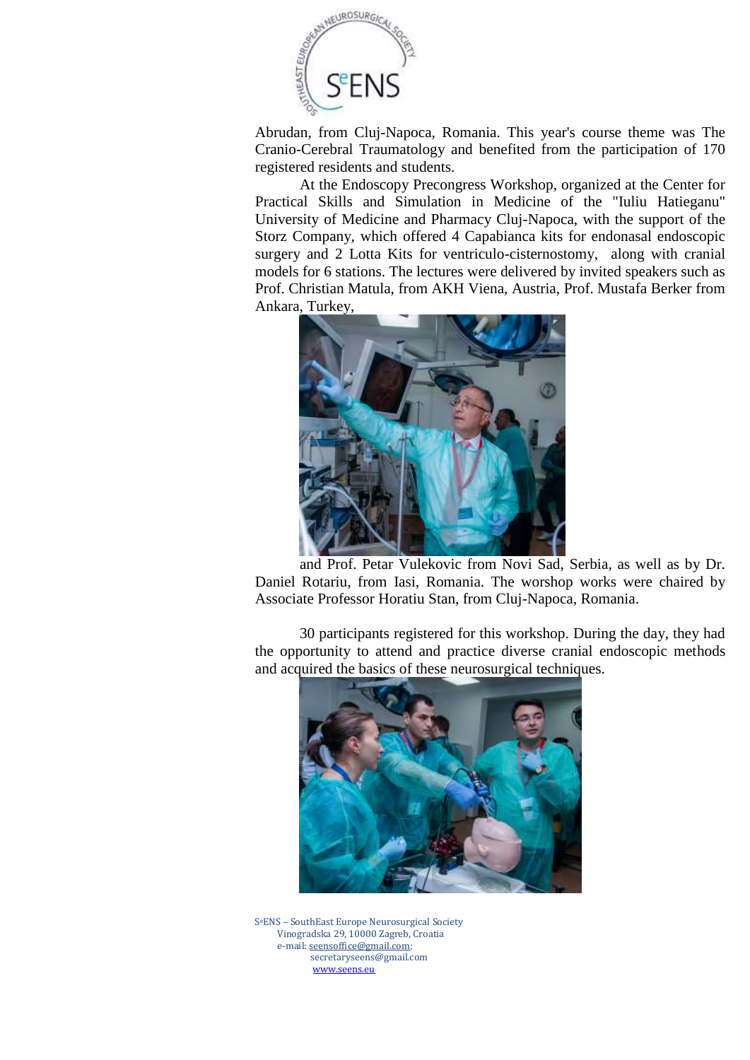Abrudan, from Cluj-Napoca, Romania. This year's course theme was The Cranio-Cerebral Traumatology and benefited from the participation of 170 registered residents and students.

At the Endoscopy Precongress Workshop, organized at the Center for Practical Skills and Simulation in Medicine of the "Iuliu Hatieganu" University of Medicine and Pharmacy Cluj-Napoca, with the support of the Storz Company, which offered 4 Capabianca kits for endonasal endoscopic surgery and 2 Lotta Kits for ventriculo-cisternostomy, along with cranial models for 6 stations. The lectures were delivered by invited speakers such as Prof. Christian Matula, from AKH Viena, Austria, Prof. Mustafa Berker from Ankara, Turkey, and Prof. Petar Vulekovic from Novi Sad, Serbia, as well as by Dr. Daniel Rotariu, from Iasi, Romania. The worshop works were chaired by Associate Professor Horatiu Stan, from Cluj-Napoca, Romania.

30 participants registered for this workshop. During the day, they had the opportunity to attend and practice diverse cranial endoscopic methods and acquired the basics of these neurosurgical techniques.

SeENS – SouthEast Europe Neurosurgical Society
Vinogradska 29, 10000 Zagreb, Croatia
e-mail: seensoffice@gmail.com;
secretaryseens@gmail.com
www.seens.eu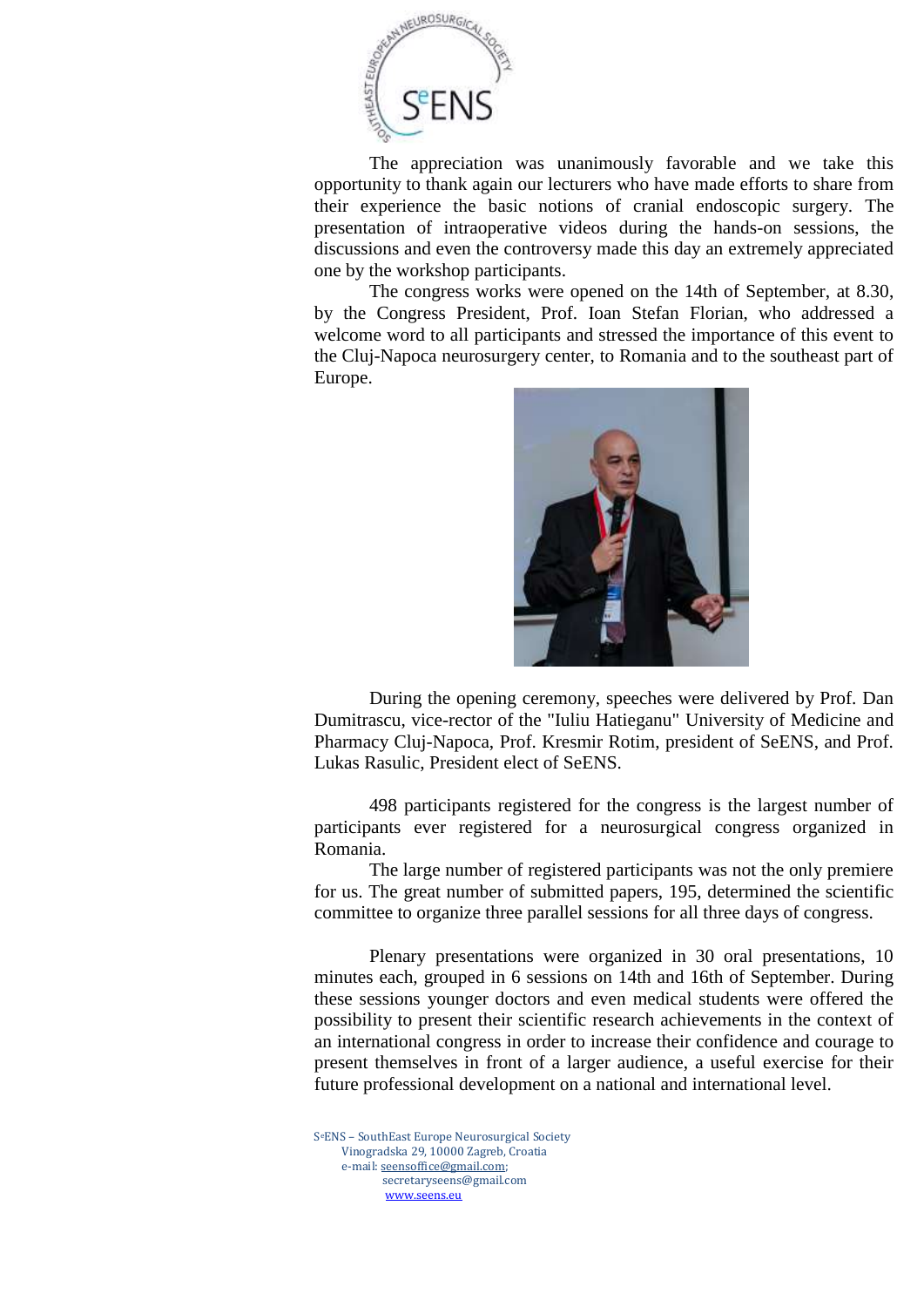The appreciation was unanimously favorable and we take this opportunity to thank again our lecturers who have made efforts to share from their experience the basic notions of cranial endoscopic surgery. The presentation of intraoperative videos during the hands-on sessions, the discussions and even the controversy made this day an extremely appreciated one by the workshop participants.

The congress works were opened on the 14th of September, at 8.30, by the Congress President, Prof. Ioan Stefan Florian, who addressed a welcome word to all participants and stressed the importance of this event to the Cluj-Napoca neurosurgery center, to Romania and to the southeast part of Europe.

During the opening ceremony, speeches were delivered by Prof. Dan Dumitrascu, vice-rector of the "Iuliu Hatieganu" University of Medicine and Pharmacy Cluj-Napoca, Prof. Kresmir Rotim, president of SeENS, and Prof. Lukas Rasulic, President elect of SeENS.

498 participants registered for the congress is the largest number of participants ever registered for a neurosurgical congress organized in Romania.

The large number of registered participants was not the only premiere for us. The great number of submitted papers, 195, determined the scientific committee to organize three parallel sessions for all three days of congress.

Plenary presentations were organized in 30 oral presentations, 10 minutes each, grouped in 6 sessions on 14th and 16th of September. During these sessions younger doctors and even medical students were offered the possibility to present their scientific research achievements in the context of an international congress in order to increase their confidence and courage to present themselves in front of a larger audience, a useful exercise for their future professional development on a national and international level.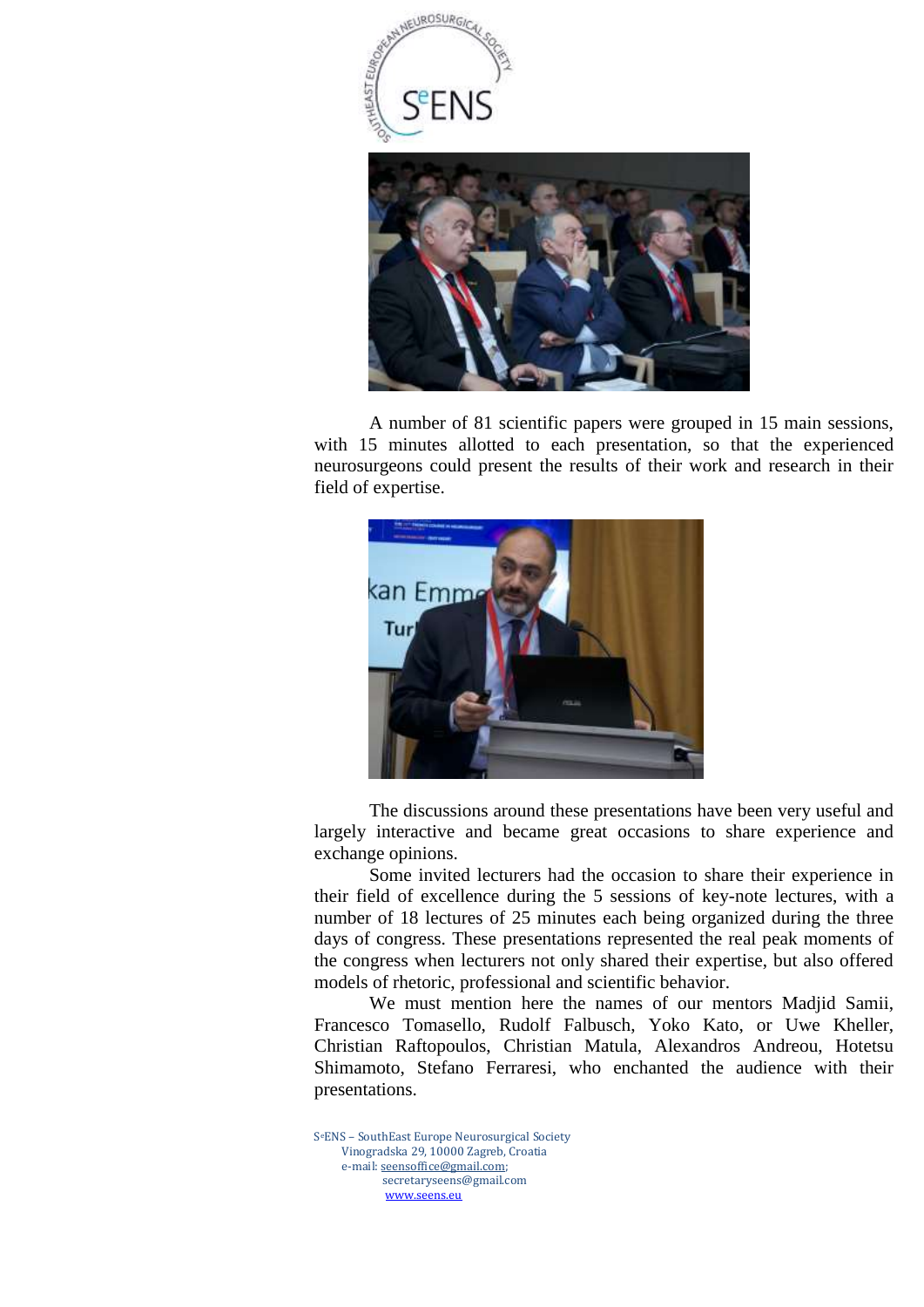A number of 81 scientific papers were grouped in 15 main sessions, with 15 minutes allotted to each presentation, so that the experienced neurosurgeons could present the results of their work and research in their field of expertise.

The discussions around these presentations have been very useful and largely interactive and became great occasions to share experience and exchange opinions.

Some invited lecturers had the occasion to share their experience in their field of excellence during the 5 sessions of key-note lectures, with a number of 18 lectures of 25 minutes each being organized during the three days of congress. These presentations represented the real peak moments of the congress when lecturers not only shared their expertise, but also offered models of rhetoric, professional and scientific behavior.

We must mention here the names of our mentors Madjid Samii, Francesco Tomasello, Rudolf Falbusch, Yoko Kato, or Uwe Kheller, Christian Raftopoulos, Christian Matula, Alexandros Andreou, Hotetsu Shimamoto, Stefano Ferraresi, who enchanted the audience with their presentations.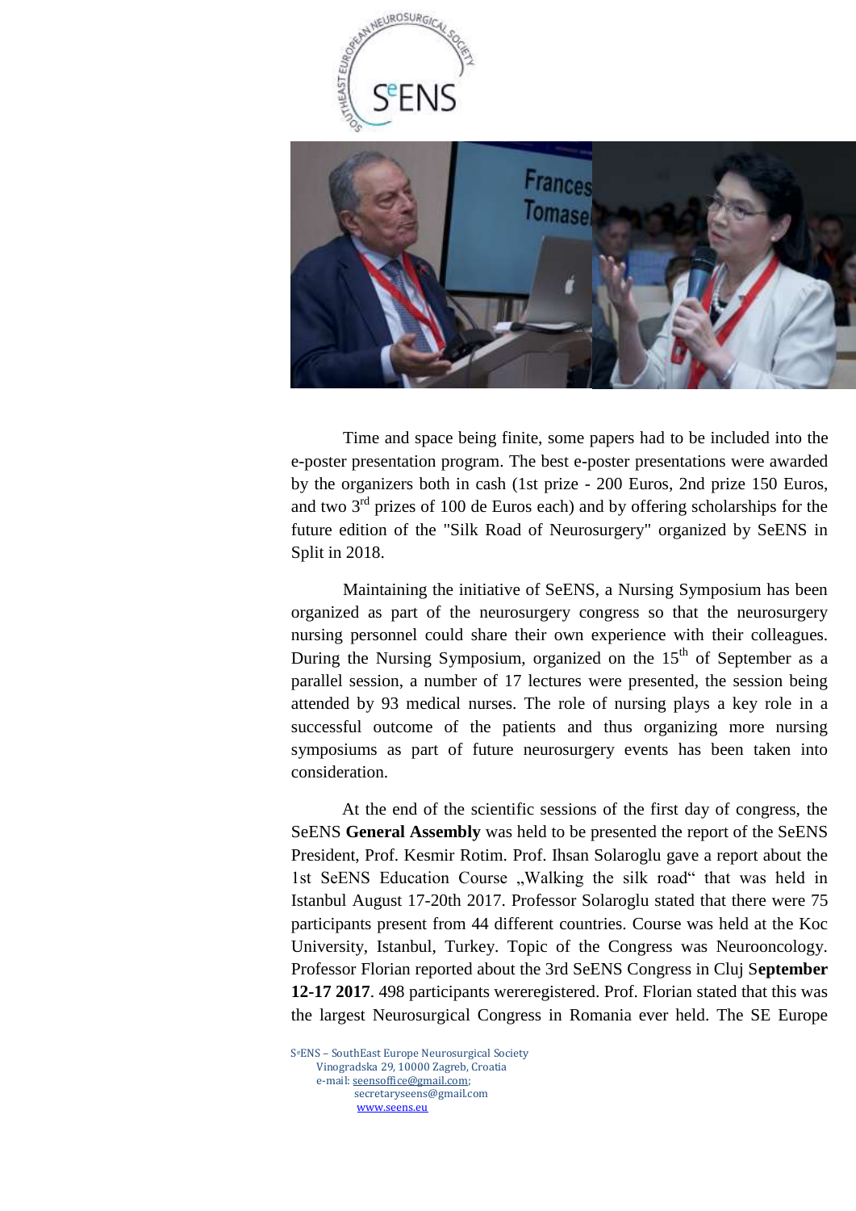Time and space being finite, some papers had to be included into the e-poster presentation program. The best e-poster presentations were awarded by the organizers both in cash (1st prize - 200 Euros, 2nd prize 150 Euros, and two 3rd prizes of 100 de Euros each) and by offering scholarships for the future edition of the "Silk Road of Neurosurgery" organized by SeENS in Split in 2018.

Maintaining the initiative of SeENS, a Nursing Symposium has been organized as part of the neurosurgery congress so that the neurosurgery nursing personnel could share their own experience with their colleagues. During the Nursing Symposium, organized on the 15th of September as a parallel session, a number of 17 lectures were presented, the session being attended by 93 medical nurses. The role of nursing plays a key role in a successful outcome of the patients and thus organizing more nursing symposiums as part of future neurosurgery events has been taken into consideration.

At the end of the scientific sessions of the first day of congress, the SeENS **General Assembly** was held to be presented the report of the SeENS President, Prof. Kesmir Rotim. Prof. Ihsan Solaroglu gave a report about the 1st SeENS Education Course „Walking the silk road“ that was held in Istanbul August 17-20th 2017. Professor Solaroglu stated that there were 75 participants present from 44 different countries. Course was held at the Koc University, Istanbul, Turkey. Topic of the Congress was Neurooncology. Professor Florian reported about the 3rd SeENS Congress in Cluj S**eptember 12-17 2017**. 498 participants wereregistered. Prof. Florian stated that this was the largest Neurosurgical Congress in Romania ever held. The SE Europe

SeENS – SouthEast Europe Neurosurgical Society
Vinogradska 29, 10000 Zagreb, Croatia
e-mail: seensoffice@gmail.com;
secretaryseens@gmail.com
www.seens.eu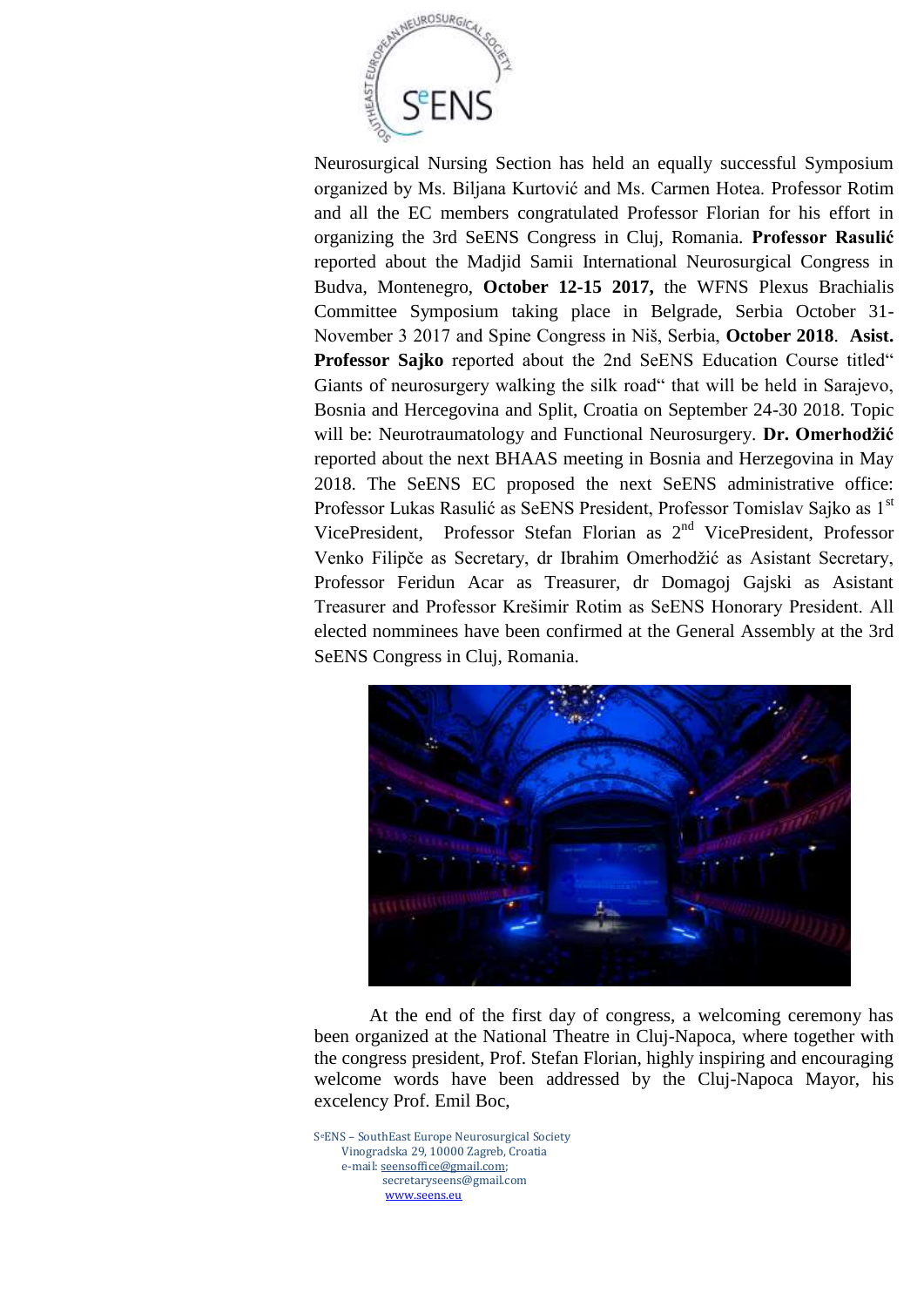Neurosurgical Nursing Section has held an equally successful Symposium organized by Ms. Biljana Kurtović and Ms. Carmen Hotea. Professor Rotim and all the EC members congratulated Professor Florian for his effort in organizing the 3rd SeENS Congress in Cluj, Romania. **Professor Rasulić** reported about the Madjid Samii International Neurosurgical Congress in Budva, Montenegro, **October 12-15 2017,** the WFNS Plexus Brachialis Committee Symposium taking place in Belgrade, Serbia October 31-November 3 2017 and Spine Congress in Niš, Serbia, **October 2018**. **Asist. Professor Sajko** reported about the 2nd SeENS Education Course titled" Giants of neurosurgery walking the silk road" that will be held in Sarajevo, Bosnia and Hercegovina and Split, Croatia on September 24-30 2018. Topic will be: Neurotraumatology and Functional Neurosurgery. **Dr. Omerhodžić** reported about the next BHAAS meeting in Bosnia and Herzegovina in May 2018. The SeENS EC proposed the next SeENS administrative office: Professor Lukas Rasulić as SeENS President, Professor Tomislav Sajko as 1st VicePresident, Professor Stefan Florian as 2nd VicePresident, Professor Venko Filipče as Secretary, dr Ibrahim Omerhodžić as Asistant Secretary, Professor Feridun Acar as Treasurer, dr Domagoj Gajski as Asistant Treasurer and Professor Krešimir Rotim as SeENS Honorary President. All elected nomminees have been confirmed at the General Assembly at the 3rd SeENS Congress in Cluj, Romania.

At the end of the first day of congress, a welcoming ceremony has been organized at the National Theatre in Cluj-Napoca, where together with the congress president, Prof. Stefan Florian, highly inspiring and encouraging welcome words have been addressed by the Cluj-Napoca Mayor, his excelency Prof. Emil Boc,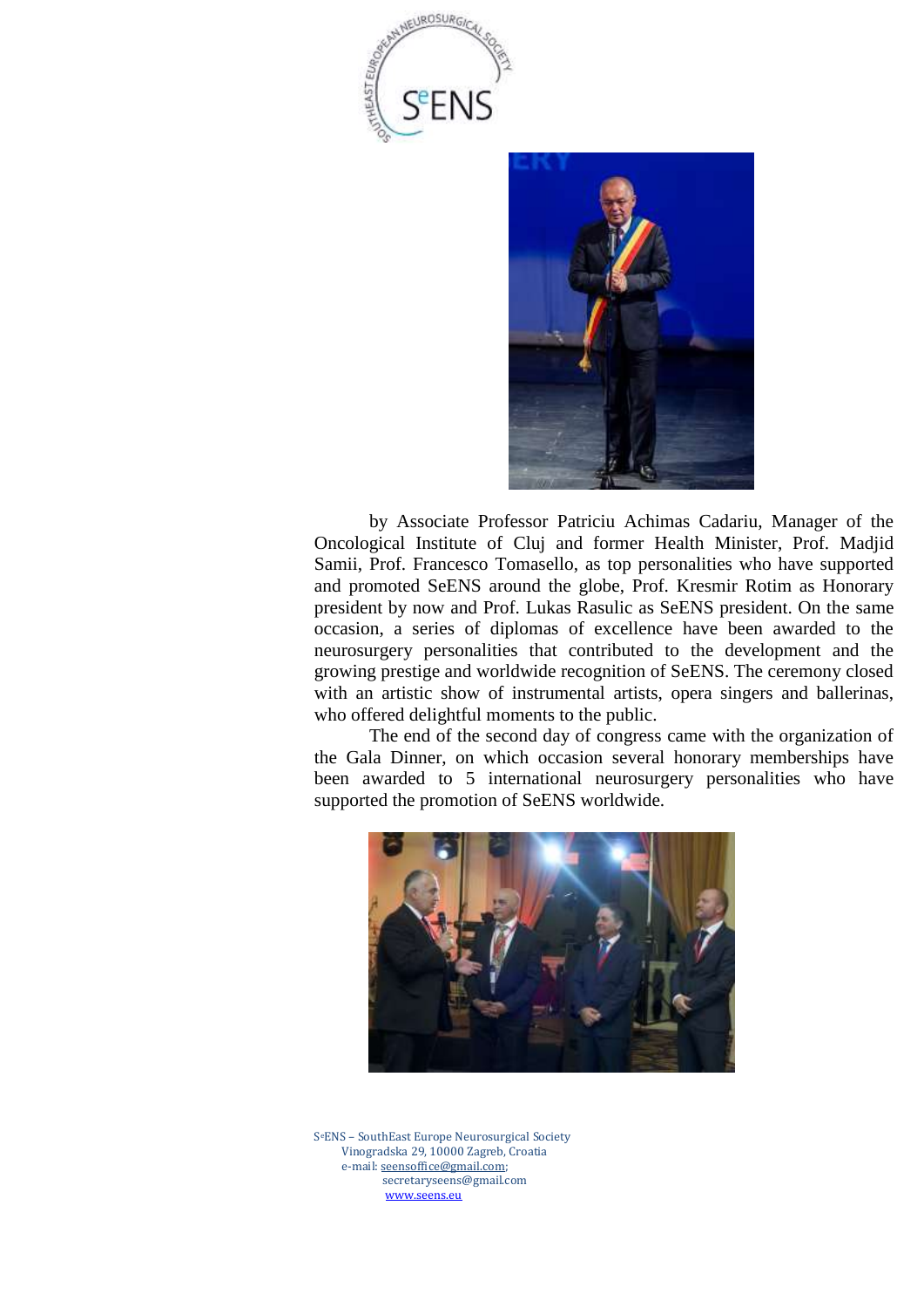by Associate Professor Patriciu Achimas Cadariu, Manager of the Oncological Institute of Cluj and former Health Minister, Prof. Madjid Samii, Prof. Francesco Tomasello, as top personalities who have supported and promoted SeENS around the globe, Prof. Kresmir Rotim as Honorary president by now and Prof. Lukas Rasulic as SeENS president. On the same occasion, a series of diplomas of excellence have been awarded to the neurosurgery personalities that contributed to the development and the growing prestige and worldwide recognition of SeENS. The ceremony closed with an artistic show of instrumental artists, opera singers and ballerinas, who offered delightful moments to the public.

The end of the second day of congress came with the organization of the Gala Dinner, on which occasion several honorary memberships have been awarded to 5 international neurosurgery personalities who have supported the promotion of SeENS worldwide.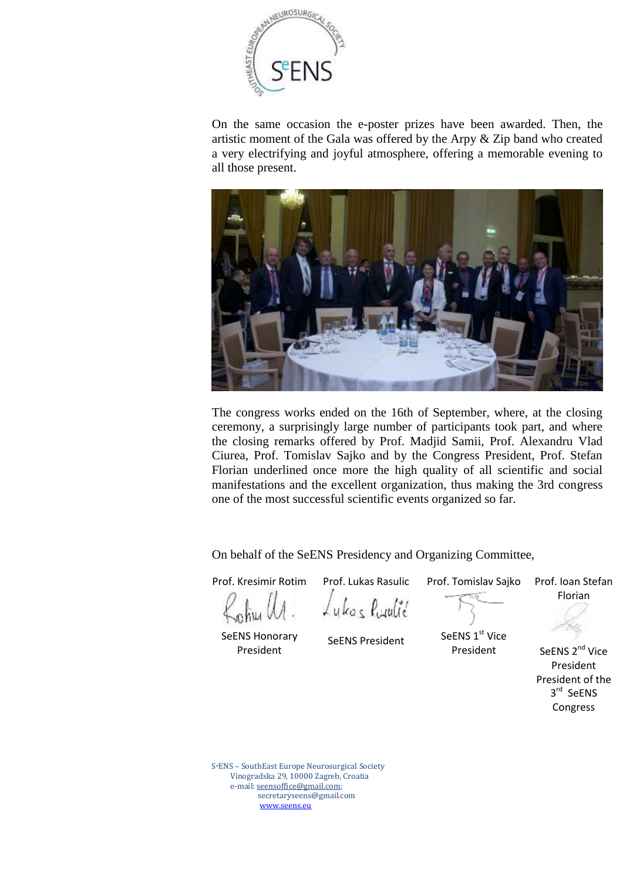On the same occasion the e-poster prizes have been awarded. Then, the artistic moment of the Gala was offered by the Arpy & Zip band who created a very electrifying and joyful atmosphere, offering a memorable evening to all those present.

The congress works ended on the 16th of September, where, at the closing ceremony, a surprisingly large number of participants took part, and where the closing remarks offered by Prof. Madjid Samii, Prof. Alexandru Vlad Ciurea, Prof. Tomislav Sajko and by the Congress President, Prof. Stefan Florian underlined once more the high quality of all scientific and social manifestations and the excellent organization, thus making the 3rd congress one of the most successful scientific events organized so far.

On behalf of the SeENS Presidency and Organizing Committee,

| | | | |
|---|---|---|---|
| Prof. Kresimir Rotim | Prof. Lukas Rasulic | Prof. Tomislav Sajko | Prof. Ioan Stefan Florian |
| SeENS Honorary President | SeENS President | SeENS 1st Vice President | SeENS 2nd Vice President<br>President of the 3rd SeENS Congress |

SeENS – SouthEast Europe Neurosurgical Society
Vinogradska 29, 10000 Zagreb, Croatia
e-mail: seensoffice@gmail.com; secretaryseens@gmail.com
www.seens.eu